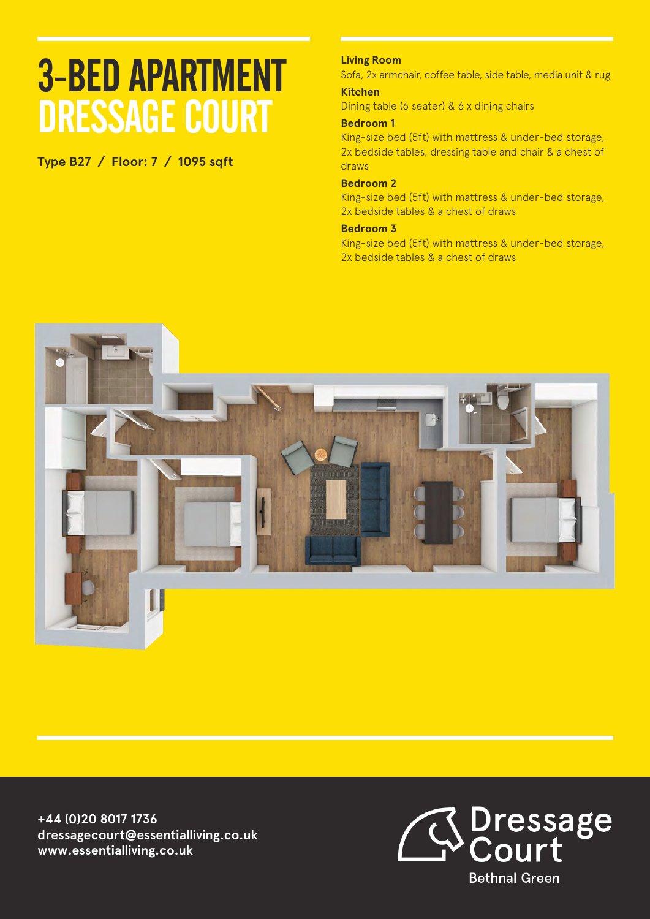# 3-BED APARTMENT
# DRESSAGE COURT

**Type B27 / Floor: 7 / 1095 sqft**

**Living Room**
Sofa, 2x armchair, coffee table, side table, media unit & rug

**Kitchen**
Dining table (6 seater) & 6 x dining chairs

**Bedroom 1**
King-size bed (5ft) with mattress & under-bed storage, 2x bedside tables, dressing table and chair & a chest of draws

**Bedroom 2**
King-size bed (5ft) with mattress & under-bed storage, 2x bedside tables & a chest of draws

**Bedroom 3**
King-size bed (5ft) with mattress & under-bed storage, 2x bedside tables & a chest of draws

**+44 (0)20 8017 1736**
**dressagecourt@essentialliving.co.uk**
**www.essentialliving.co.uk**

Dressage Court
Bethnal Green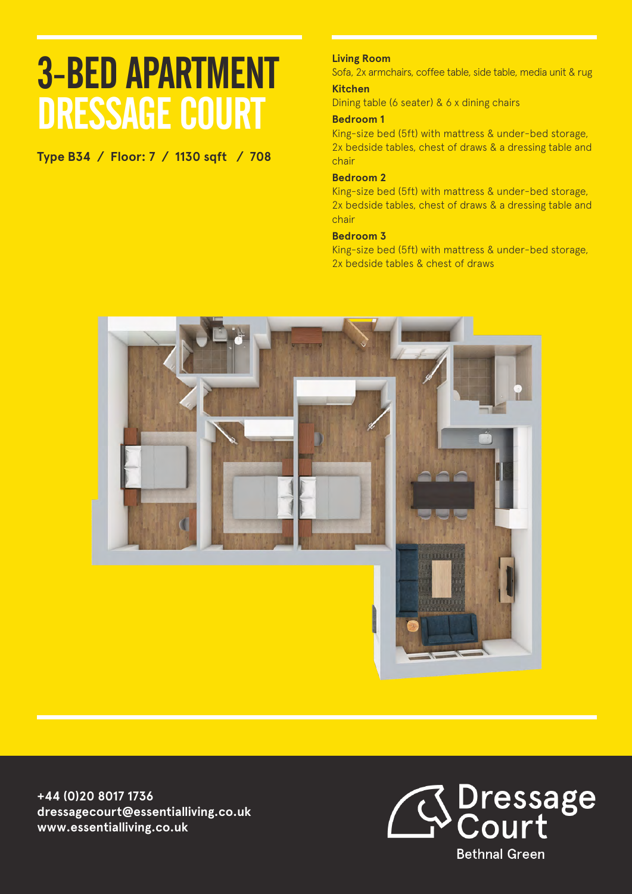# 3-BED APARTMENT
# DRESSAGE COURT

**Type B34 / Floor: 7 / 1130 sqft / 708**

**Living Room**
Sofa, 2x armchairs, coffee table, side table, media unit & rug

**Kitchen**
Dining table (6 seater) & 6 x dining chairs

**Bedroom 1**
King-size bed (5ft) with mattress & under-bed storage, 2x bedside tables, chest of draws & a dressing table and chair

**Bedroom 2**
King-size bed (5ft) with mattress & under-bed storage, 2x bedside tables, chest of draws & a dressing table and chair

**Bedroom 3**
King-size bed (5ft) with mattress & under-bed storage, 2x bedside tables & chest of draws

**+44 (0)20 8017 1736**
**dressagecourt@essentialliving.co.uk**
**www.essentialliving.co.uk**

Dressage Court
Bethnal Green